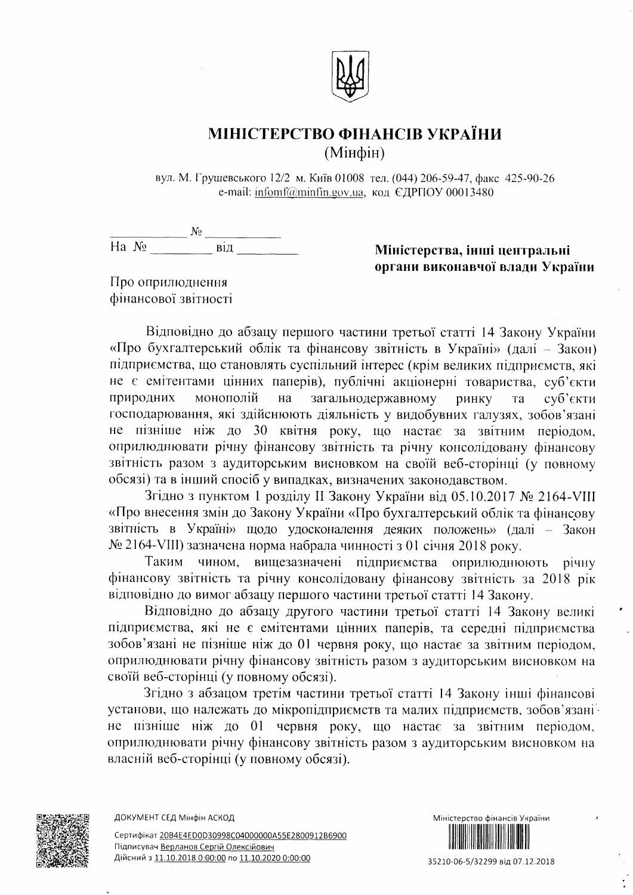# МІНІСТЕРСТВО ФІНАНСІВ УКРАЇНИ

(Мінфін)

вул. М. Грушевського 12/2 м. Київ 01008 тел. (044) 206-59-47, факс 425-90-26
e-mail: infomf@minfin.gov.ua, код ЄДРПОУ 00013480

____________ № ____________

На № _________ від _________

**Міністерства, інші центральні органи виконавчої влади України**

Про оприлюднення фінансової звітності

Відповідно до абзацу першого частини третьої статті 14 Закону України «Про бухгалтерський облік та фінансову звітність в Україні» (далі – Закон) підприємства, що становлять суспільний інтерес (крім великих підприємств, які не є емітентами цінних паперів), публічні акціонерні товариства, суб'єкти природних монополій на загальнодержавному ринку та суб'єкти господарювання, які здійснюють діяльність у видобувних галузях, зобов'язані не пізніше ніж до 30 квітня року, що настає за звітним періодом, оприлюднювати річну фінансову звітність та річну консолідовану фінансову звітність разом з аудиторським висновком на своїй веб-сторінці (у повному обсязі) та в інший спосіб у випадках, визначених законодавством.

Згідно з пунктом 1 розділу II Закону України від 05.10.2017 № 2164-VIII «Про внесення змін до Закону України «Про бухгалтерський облік та фінансову звітність в Україні» щодо удосконалення деяких положень» (далі – Закон № 2164-VIII) зазначена норма набрала чинності з 01 січня 2018 року.

Таким чином, вищезазначені підприємства оприлюднюють річну фінансову звітність та річну консолідовану фінансову звітність за 2018 рік відповідно до вимог абзацу першого частини третьої статті 14 Закону.

Відповідно до абзацу другого частини третьої статті 14 Закону великі підприємства, які не є емітентами цінних паперів, та середні підприємства зобов'язані не пізніше ніж до 01 червня року, що настає за звітним періодом, оприлюднювати річну фінансову звітність разом з аудиторським висновком на своїй веб-сторінці (у повному обсязі).

Згідно з абзацом третім частини третьої статті 14 Закону інші фінансові установи, що належать до мікропідприємств та малих підприємств, зобов'язані не пізніше ніж до 01 червня року, що настає за звітним періодом, оприлюднювати річну фінансову звітність разом з аудиторським висновком на власній веб-сторінці (у повному обсязі).

ДОКУМЕНТ СЕД Мінфін АСКОД

Сертифікат 20B4E4ED0D30998C04000000A55E2800912B6900
Підписувач Верланов Сергій Олексійович
Дійсний з 11.10.2018 0:00:00 по 11.10.2020 0:00:00

Міністерство фінансів України

35210-06-5/32299 від 07.12.2018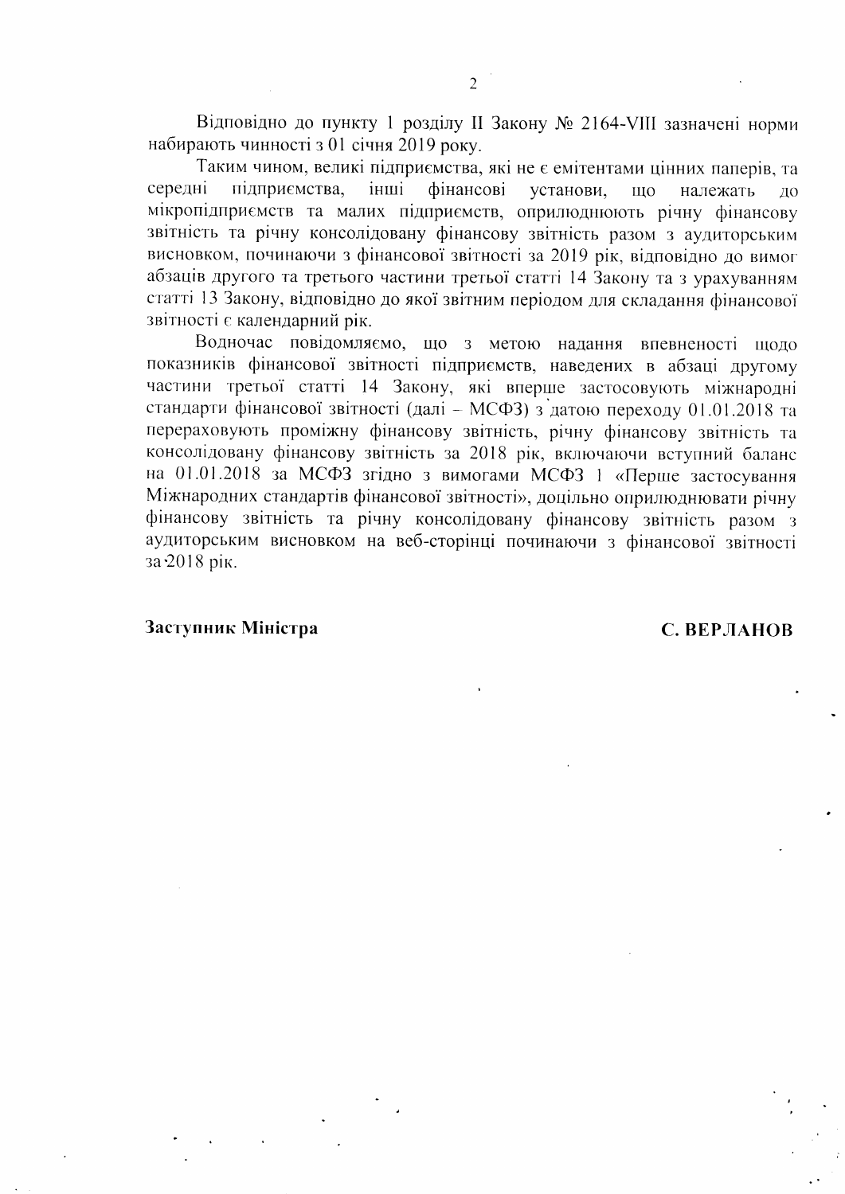Відповідно до пункту 1 розділу II Закону № 2164-VIII зазначені норми набирають чинності з 01 січня 2019 року.

Таким чином, великі підприємства, які не є емітентами цінних паперів, та середні підприємства, інші фінансові установи, що належать до мікропідприємств та малих підприємств, оприлюднюють річну фінансову звітність та річну консолідовану фінансову звітність разом з аудиторським висновком, починаючи з фінансової звітності за 2019 рік, відповідно до вимог абзаців другого та третього частини третьої статті 14 Закону та з урахуванням статті 13 Закону, відповідно до якої звітним періодом для складання фінансової звітності є календарний рік.

Водночас повідомляємо, що з метою надання впевненості щодо показників фінансової звітності підприємств, наведених в абзаці другому частини третьої статті 14 Закону, які вперше застосовують міжнародні стандарти фінансової звітності (далі – МСФЗ) з датою переходу 01.01.2018 та перераховують проміжну фінансову звітність, річну фінансову звітність та консолідовану фінансову звітність за 2018 рік, включаючи вступний баланс на 01.01.2018 за МСФЗ згідно з вимогами МСФЗ 1 «Перше застосування Міжнародних стандартів фінансової звітності», доцільно оприлюднювати річну фінансову звітність та річну консолідовану фінансову звітність разом з аудиторським висновком на веб-сторінці починаючи з фінансової звітності за 2018 рік.

**Заступник Міністра** **С. ВЕРЛАНОВ**